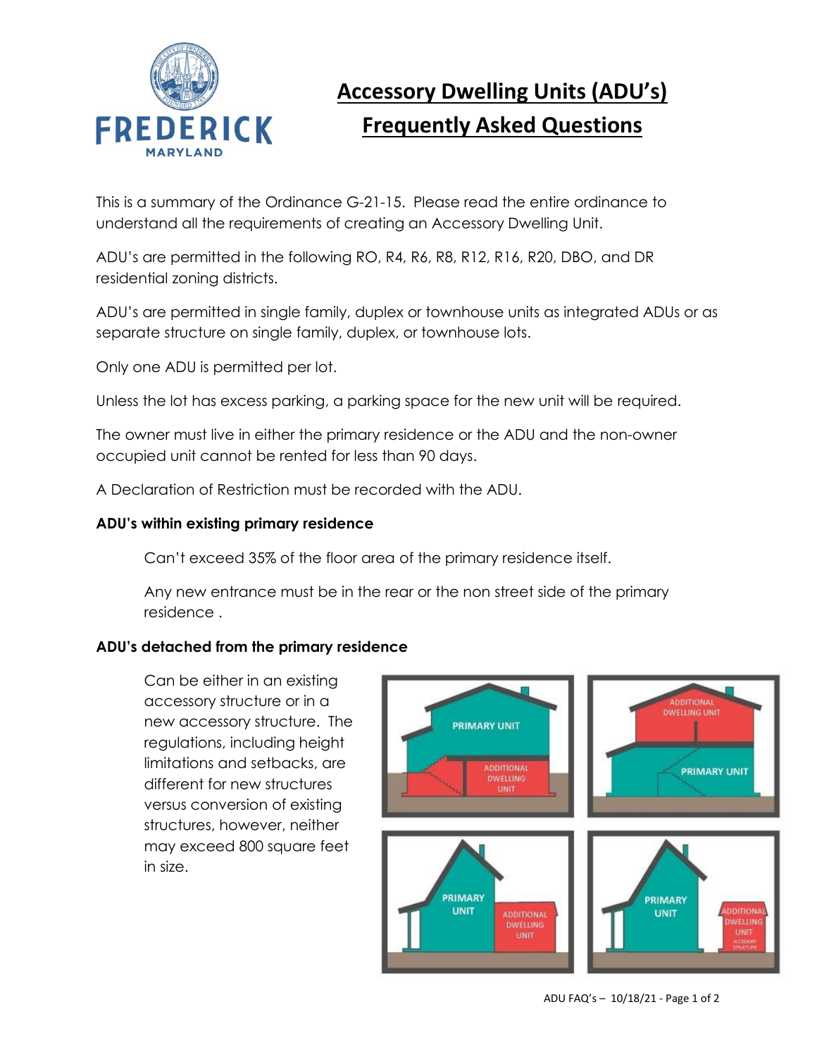# Accessory Dwelling Units (ADU's)

# Frequently Asked Questions

This is a summary of the Ordinance G-21-15. Please read the entire ordinance to understand all the requirements of creating an Accessory Dwelling Unit.

ADU's are permitted in the following RO, R4, R6, R8, R12, R16, R20, DBO, and DR residential zoning districts.

ADU's are permitted in single family, duplex or townhouse units as integrated ADUs or as separate structure on single family, duplex, or townhouse lots.

Only one ADU is permitted per lot.

Unless the lot has excess parking, a parking space for the new unit will be required.

The owner must live in either the primary residence or the ADU and the non-owner occupied unit cannot be rented for less than 90 days.

A Declaration of Restriction must be recorded with the ADU.

**ADU's within existing primary residence**

Can't exceed 35% of the floor area of the primary residence itself.

Any new entrance must be in the rear or the non street side of the primary residence .

**ADU's detached from the primary residence**

Can be either in an existing accessory structure or in a new accessory structure. The regulations, including height limitations and setbacks, are different for new structures versus conversion of existing structures, however, neither may exceed 800 square feet in size.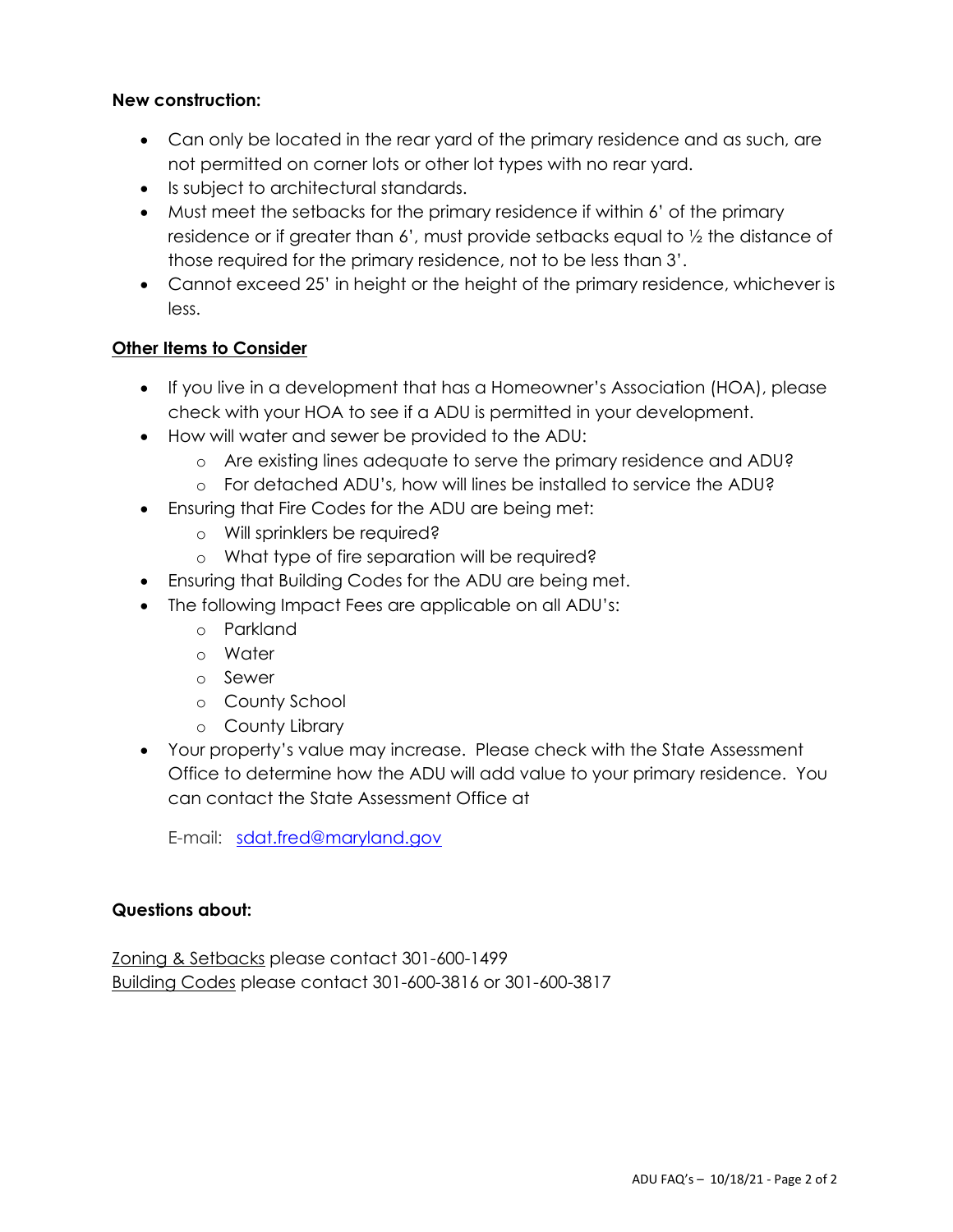**New construction:**

- Can only be located in the rear yard of the primary residence and as such, are not permitted on corner lots or other lot types with no rear yard.
- Is subject to architectural standards.
- Must meet the setbacks for the primary residence if within 6' of the primary residence or if greater than 6', must provide setbacks equal to ½ the distance of those required for the primary residence, not to be less than 3'.
- Cannot exceed 25' in height or the height of the primary residence, whichever is less.

**Other Items to Consider**

- If you live in a development that has a Homeowner's Association (HOA), please check with your HOA to see if a ADU is permitted in your development.
- How will water and sewer be provided to the ADU:
  - Are existing lines adequate to serve the primary residence and ADU?
  - For detached ADU's, how will lines be installed to service the ADU?
- Ensuring that Fire Codes for the ADU are being met:
  - Will sprinklers be required?
  - What type of fire separation will be required?
- Ensuring that Building Codes for the ADU are being met.
- The following Impact Fees are applicable on all ADU's:
  - Parkland
  - Water
  - Sewer
  - County School
  - County Library
- Your property's value may increase. Please check with the State Assessment Office to determine how the ADU will add value to your primary residence. You can contact the State Assessment Office at

  E-mail: sdat.fred@maryland.gov

**Questions about:**

Zoning & Setbacks please contact 301-600-1499
Building Codes please contact 301-600-3816 or 301-600-3817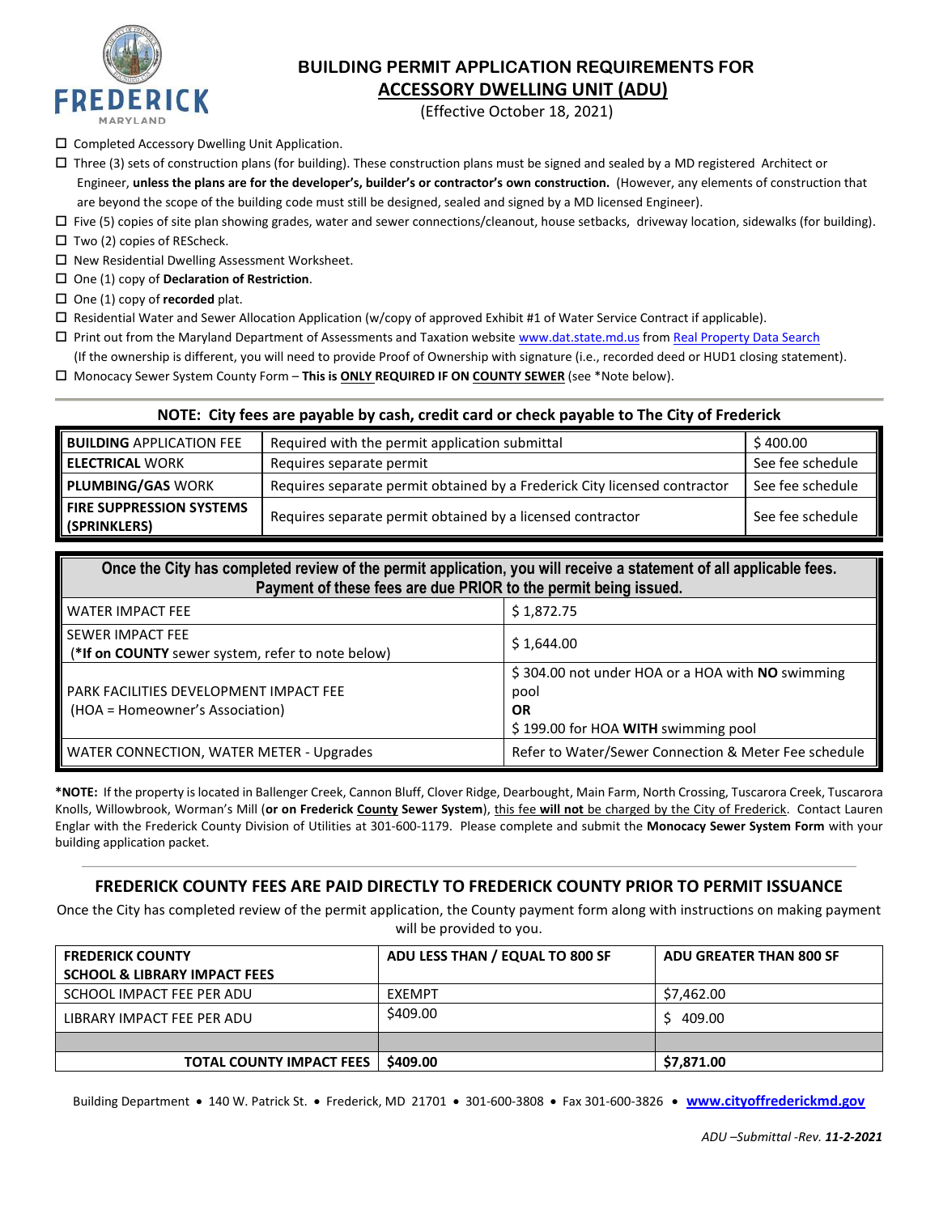# BUILDING PERMIT APPLICATION REQUIREMENTS FOR ACCESSORY DWELLING UNIT (ADU)

(Effective October 18, 2021)

- ☐ Completed Accessory Dwelling Unit Application.
- ☐ Three (3) sets of construction plans (for building). These construction plans must be signed and sealed by a MD registered Architect or Engineer, **unless the plans are for the developer's, builder's or contractor's own construction.** (However, any elements of construction that are beyond the scope of the building code must still be designed, sealed and signed by a MD licensed Engineer).
- ☐ Five (5) copies of site plan showing grades, water and sewer connections/cleanout, house setbacks, driveway location, sidewalks (for building).
- ☐ Two (2) copies of REScheck.
- ☐ New Residential Dwelling Assessment Worksheet.
- ☐ One (1) copy of **Declaration of Restriction**.
- ☐ One (1) copy of **recorded** plat.
- ☐ Residential Water and Sewer Allocation Application (w/copy of approved Exhibit #1 of Water Service Contract if applicable).
- ☐ Print out from the Maryland Department of Assessments and Taxation website www.dat.state.md.us from Real Property Data Search (If the ownership is different, you will need to provide Proof of Ownership with signature (i.e., recorded deed or HUD1 closing statement).
- ☐ Monocacy Sewer System County Form – **This is ONLY REQUIRED IF ON COUNTY SEWER** (see *Note below).

**NOTE: City fees are payable by cash, credit card or check payable to The City of Frederick**

| | | |
|---|---|---|
| **BUILDING** APPLICATION FEE | Required with the permit application submittal | $ 400.00 |
| **ELECTRICAL** WORK | Requires separate permit | See fee schedule |
| **PLUMBING/GAS** WORK | Requires separate permit obtained by a Frederick City licensed contractor | See fee schedule |
| **FIRE SUPPRESSION SYSTEMS (SPRINKLERS)** | Requires separate permit obtained by a licensed contractor | See fee schedule |

| **Once the City has completed review of the permit application, you will receive a statement of all applicable fees. Payment of these fees are due PRIOR to the permit being issued.** | |
|---|---|
| WATER IMPACT FEE | $ 1,872.75 |
| SEWER IMPACT FEE (***If on COUNTY** sewer system, refer to note below) | $ 1,644.00 |
| PARK FACILITIES DEVELOPMENT IMPACT FEE (HOA = Homeowner's Association) | $ 304.00 not under HOA or a HOA with **NO** swimming pool **OR** $ 199.00 for HOA **WITH** swimming pool |
| WATER CONNECTION, WATER METER - Upgrades | Refer to Water/Sewer Connection & Meter Fee schedule |

***NOTE:** If the property is located in Ballenger Creek, Cannon Bluff, Clover Ridge, Dearbought, Main Farm, North Crossing, Tuscarora Creek, Tuscarora Knolls, Willowbrook, Worman's Mill (**or on Frederick County Sewer System**), this fee **will not** be charged by the City of Frederick. Contact Lauren Englar with the Frederick County Division of Utilities at 301-600-1179. Please complete and submit the **Monocacy Sewer System Form** with your building application packet.

## FREDERICK COUNTY FEES ARE PAID DIRECTLY TO FREDERICK COUNTY PRIOR TO PERMIT ISSUANCE

Once the City has completed review of the permit application, the County payment form along with instructions on making payment will be provided to you.

| **FREDERICK COUNTY SCHOOL & LIBRARY IMPACT FEES** | **ADU LESS THAN / EQUAL TO 800 SF** | **ADU GREATER THAN 800 SF** |
|---|---|---|
| SCHOOL IMPACT FEE PER ADU | EXEMPT | $7,462.00 |
| LIBRARY IMPACT FEE PER ADU | $409.00 | $ 409.00 |
| | | |
| **TOTAL COUNTY IMPACT FEES** | **$409.00** | **$7,871.00** |

Building Department • 140 W. Patrick St. • Frederick, MD 21701 • 301-600-3808 • Fax 301-600-3826 • **www.cityoffrederickmd.gov**

*ADU –Submittal -Rev. **11-2-2021***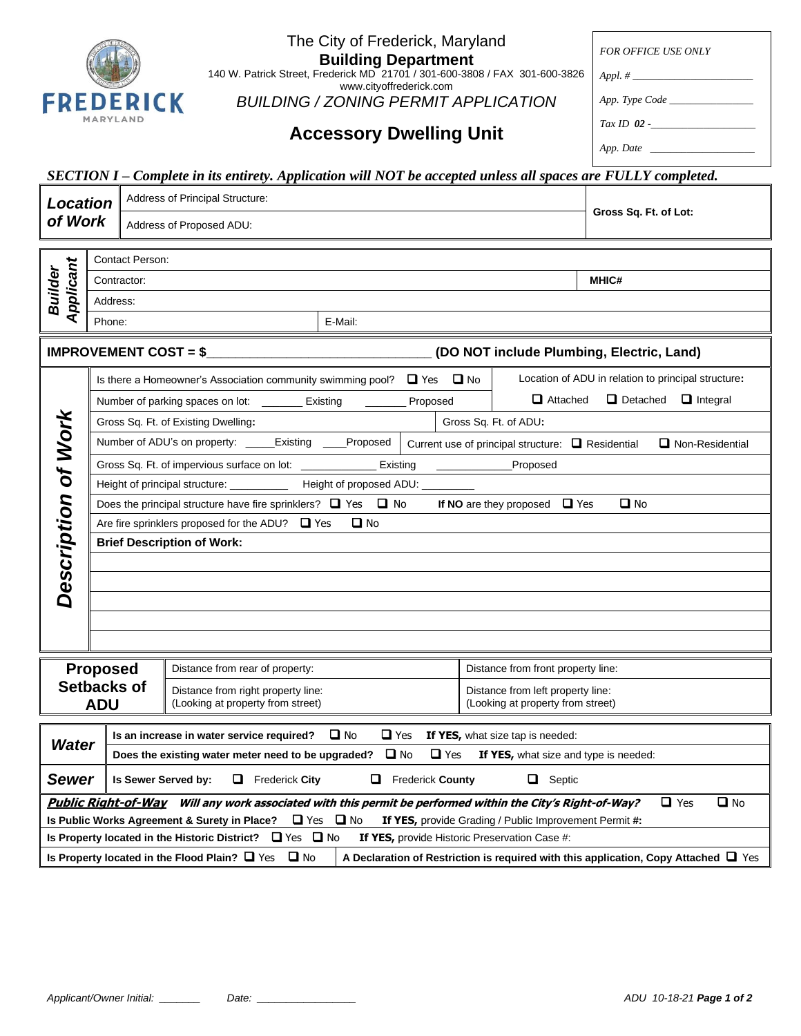The City of Frederick, Maryland

**Building Department**

140 W. Patrick Street, Frederick MD 21701 / 301-600-3808 / FAX 301-600-3826

www.cityoffrederick.com

*BUILDING / ZONING PERMIT APPLICATION*

## Accessory Dwelling Unit

| *FOR OFFICE USE ONLY* |
|---|
| *Appl. #* ________________ |
| *App. Type Code* ________________ |
| *Tax ID* ***02*** *-* ________________ |
| *App. Date* ________________ |

### *SECTION I – Complete in its entirety. Application will NOT be accepted unless all spaces are FULLY completed.*

| | | |
|---|---|---|
| ***Location of Work*** | Address of Principal Structure: | **Gross Sq. Ft. of Lot:** |
| | Address of Proposed ADU: | |

| | | |
|---|---|---|
| ***Builder Applicant*** | Contact Person: | |
| | Contractor: | **MHIC#** |
| | Address: | |
| | Phone: | E-Mail: |

**IMPROVEMENT COST = $________________________________ (DO NOT include Plumbing, Electric, Land)**

***Description of Work***

| | |
|---|---|
| Is there a Homeowner's Association community swimming pool? ❑ Yes ❑ No | Location of ADU in relation to principal structure**:** |
| Number of parking spaces on lot: _______ Existing _______ Proposed | ❑ Attached ❑ Detached ❑ Integral |
| Gross Sq. Ft. of Existing Dwelling**:** | Gross Sq. Ft. of ADU**:** |
| Number of ADU's on property: _____Existing ____Proposed | Current use of principal structure: ❑ Residential ❑ Non-Residential |

Gross Sq. Ft. of impervious surface on lot: _____________ Existing _____________Proposed

Height of principal structure: __________ Height of proposed ADU: _________

Does the principal structure have fire sprinklers? ❑ Yes ❑ No **If NO** are they proposed ❑ Yes ❑ No

Are fire sprinklers proposed for the ADU? ❑ Yes ❑ No

**Brief Description of Work:**

| **Proposed Setbacks of ADU** | | |
|---|---|---|
| | Distance from rear of property: | Distance from front property line: |
| | Distance from right property line: (Looking at property from street) | Distance from left property line: (Looking at property from street) |

| | |
|---|---|
| ***Water*** | **Is an increase in water service required?** ❑ No ❑ Yes **If YES,** what size tap is needed: |
| | **Does the existing water meter need to be upgraded?** ❑ No ❑ Yes **If YES,** what size and type is needed: |
| ***Sewer*** | **Is Sewer Served by:** ❑ Frederick **City** ❑ Frederick **County** ❑ Septic |

***Public Right-of-Way Will any work associated with this permit be performed within the City's Right-of-Way?*** ❑ Yes ❑ No

**Is Public Works Agreement & Surety in Place?** ❑ Yes ❑ No **If YES,** provide Grading / Public Improvement Permit **#:**

**Is Property located in the Historic District?** ❑ Yes ❑ No **If YES,** provide Historic Preservation Case #:

**Is Property located in the Flood Plain?** ❑ Yes ❑ No | **A Declaration of Restriction is required with this application, Copy Attached** ❑ Yes

*Applicant/Owner Initial: _______ Date: _________________*

*ADU 10-18-21*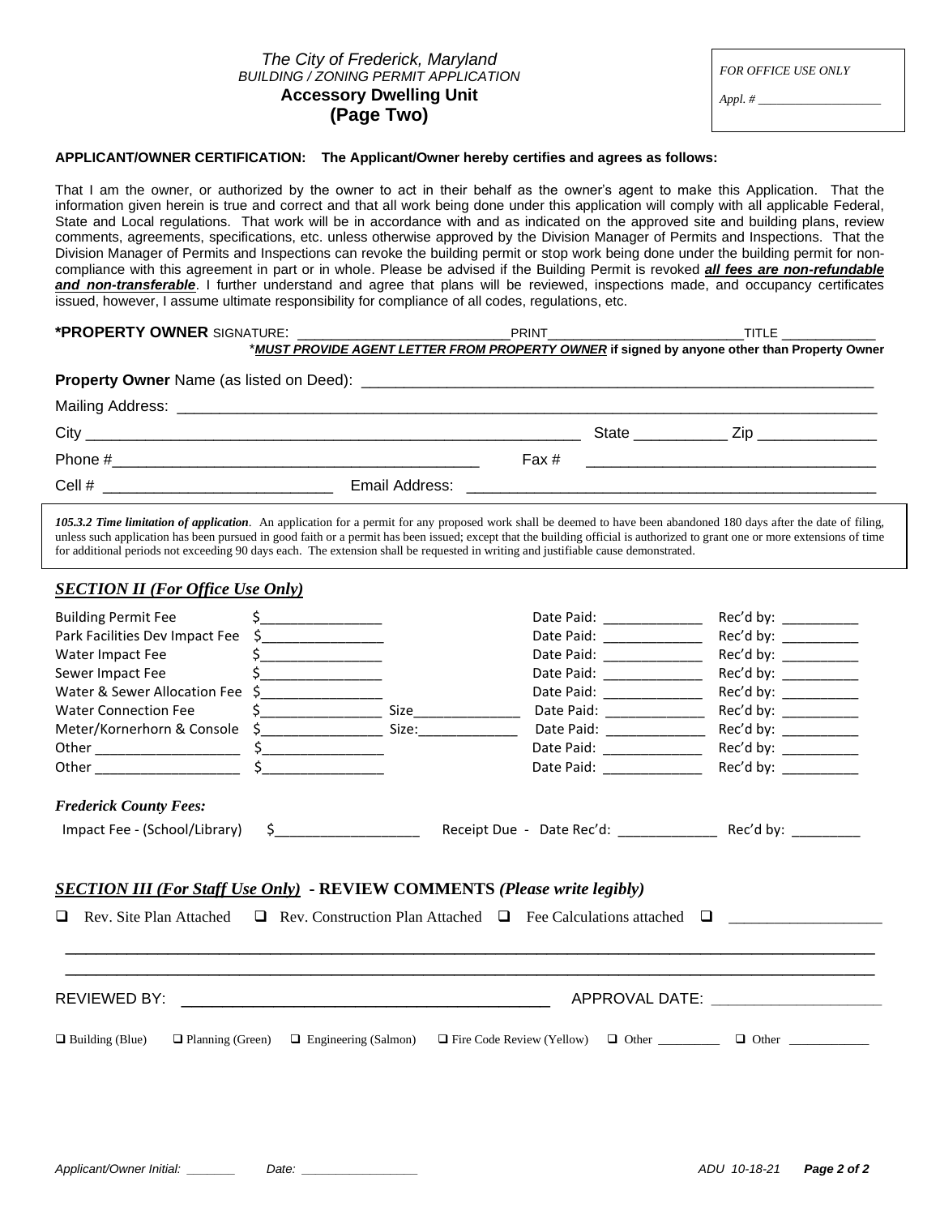*The City of Frederick, Maryland*
*BUILDING / ZONING PERMIT APPLICATION*
**Accessory Dwelling Unit**
**(Page Two)**

*FOR OFFICE USE ONLY*

*Appl. # ____________________*

**APPLICANT/OWNER CERTIFICATION: The Applicant/Owner hereby certifies and agrees as follows:**

That I am the owner, or authorized by the owner to act in their behalf as the owner's agent to make this Application. That the information given herein is true and correct and that all work being done under this application will comply with all applicable Federal, State and Local regulations. That work will be in accordance with and as indicated on the approved site and building plans, review comments, agreements, specifications, etc. unless otherwise approved by the Division Manager of Permits and Inspections. That the Division Manager of Permits and Inspections can revoke the building permit or stop work being done under the building permit for non-compliance with this agreement in part or in whole. Please be advised if the Building Permit is revoked ***all fees are non-refundable and non-transferable***. I further understand and agree that plans will be reviewed, inspections made, and occupancy certificates issued, however, I assume ultimate responsibility for compliance of all codes, regulations, etc.

**\*PROPERTY OWNER** SIGNATURE: ___________________________ PRINT_________________________ TITLE ____________

\****MUST PROVIDE AGENT LETTER FROM PROPERTY OWNER*** **if signed by anyone other than Property Owner**

**Property Owner** Name (as listed on Deed): ____________________________________________________________

Mailing Address: ______________________________________________________________________________

City ____________________________________________________________ State ___________ Zip ______________

Phone #____________________________________________ Fax # __________________________________

Cell # ___________________________ Email Address: ________________________________________________

***105.3.2 Time limitation of application***. An application for a permit for any proposed work shall be deemed to have been abandoned 180 days after the date of filing, unless such application has been pursued in good faith or a permit has been issued; except that the building official is authorized to grant one or more extensions of time for additional periods not exceeding 90 days each. The extension shall be requested in writing and justifiable cause demonstrated.

## *SECTION II (For Office Use Only)*

| | | | | |
|---|---|---|---|---|
| Building Permit Fee | $________________ | | Date Paid: _____________ | Rec'd by: __________ |
| Park Facilities Dev Impact Fee | $________________ | | Date Paid: _____________ | Rec'd by: __________ |
| Water Impact Fee | $________________ | | Date Paid: _____________ | Rec'd by: __________ |
| Sewer Impact Fee | $________________ | | Date Paid: _____________ | Rec'd by: __________ |
| Water & Sewer Allocation Fee | $________________ | | Date Paid: _____________ | Rec'd by: __________ |
| Water Connection Fee | $________________ | Size______________ | Date Paid: _____________ | Rec'd by: __________ |
| Meter/Kornerhorn & Console | $________________ | Size:_____________ | Date Paid: _____________ | Rec'd by: __________ |
| Other ___________________ | $________________ | | Date Paid: _____________ | Rec'd by: __________ |
| Other ___________________ | $________________ | | Date Paid: _____________ | Rec'd by: __________ |

***Frederick County Fees:***

Impact Fee - (School/Library) $___________________ Receipt Due - Date Rec'd: _____________ Rec'd by: _________

## *SECTION III (For Staff Use Only)* - REVIEW COMMENTS *(Please write legibly)*

❑ Rev. Site Plan Attached ❑ Rev. Construction Plan Attached ❑ Fee Calculations attached ❑ ___________________

_____________________________________________________________________________________________

_____________________________________________________________________________________________

REVIEWED BY: ___________________________________________ APPROVAL DATE: _____________________

❑ Building (Blue) ❑ Planning (Green) ❑ Engineering (Salmon) ❑ Fire Code Review (Yellow) ❑ Other _________ ❑ Other ____________

*Applicant/Owner Initial: _______ Date: _________________*

*ADU 10-18-21*